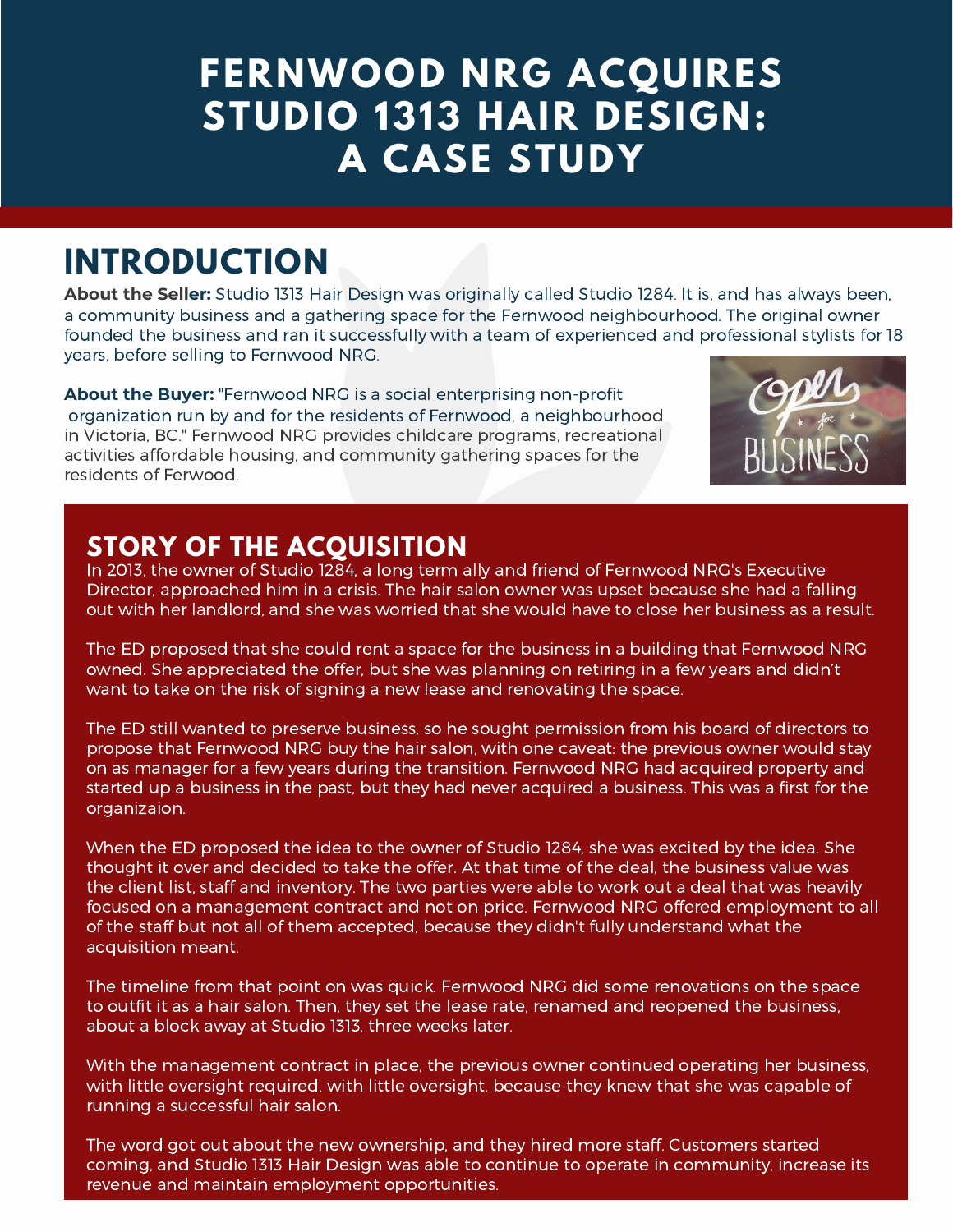# FERNWOOD NRG ACQUIRES STUDIO 1313 HAIR DESIGN: A CASE STUDY

## INTRODUCTION

**About the Seller:** Studio 1313 Hair Design was originally called Studio 1284. It is, and has always been, a community business and a gathering space for the Fernwood neighbourhood. The original owner founded the business and ran it successfully with a team of experienced and professional stylists for 18 years, before selling to Fernwood NRG.

**About the Buyer:** "Fernwood NRG is a social enterprising non-profit organization run by and for the residents of Fernwood, a neighbourhood in Victoria, BC." Fernwood NRG provides childcare programs, recreational activities affordable housing, and community gathering spaces for the residents of Ferwood.

## STORY OF THE ACQUISITION

In 2013, the owner of Studio 1284, a long term ally and friend of Fernwood NRG's Executive Director, approached him in a crisis. The hair salon owner was upset because she had a falling out with her landlord, and she was worried that she would have to close her business as a result.

The ED proposed that she could rent a space for the business in a building that Fernwood NRG owned. She appreciated the offer, but she was planning on retiring in a few years and didn't want to take on the risk of signing a new lease and renovating the space.

The ED still wanted to preserve business, so he sought permission from his board of directors to propose that Fernwood NRG buy the hair salon, with one caveat: the previous owner would stay on as manager for a few years during the transition. Fernwood NRG had acquired property and started up a business in the past, but they had never acquired a business. This was a first for the organizaion.

When the ED proposed the idea to the owner of Studio 1284, she was excited by the idea. She thought it over and decided to take the offer. At that time of the deal, the business value was the client list, staff and inventory. The two parties were able to work out a deal that was heavily focused on a management contract and not on price. Fernwood NRG offered employment to all of the staff but not all of them accepted, because they didn't fully understand what the acquisition meant.

The timeline from that point on was quick. Fernwood NRG did some renovations on the space to outfit it as a hair salon. Then, they set the lease rate, renamed and reopened the business, about a block away at Studio 1313, three weeks later.

With the management contract in place, the previous owner continued operating her business, with little oversight required, with little oversight, because they knew that she was capable of running a successful hair salon.

The word got out about the new ownership, and they hired more staff. Customers started coming, and Studio 1313 Hair Design was able to continue to operate in community, increase its revenue and maintain employment opportunities.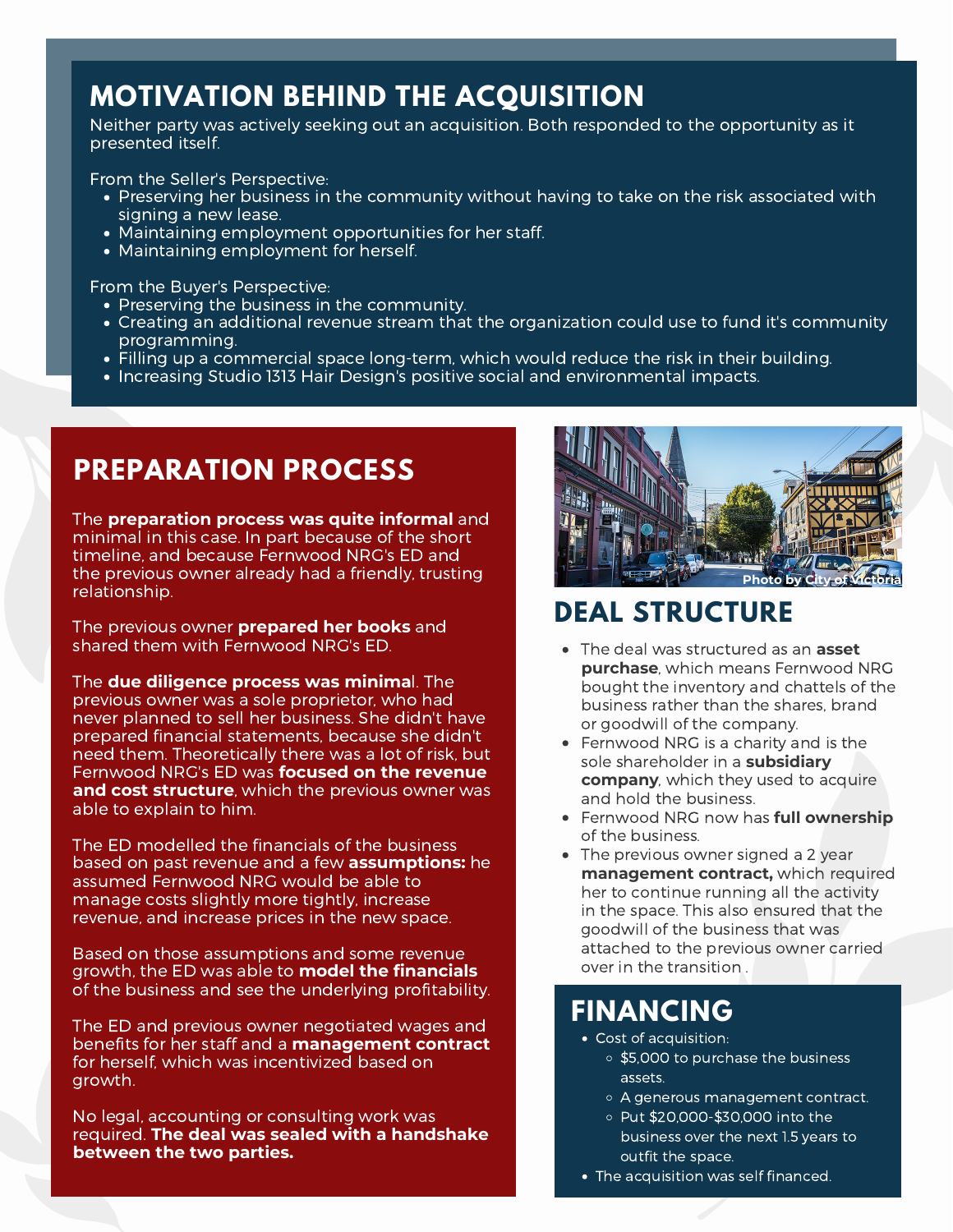## MOTIVATION BEHIND THE ACQUISITION

Neither party was actively seeking out an acquisition. Both responded to the opportunity as it presented itself.

From the Seller's Perspective:

- Preserving her business in the community without having to take on the risk associated with signing a new lease.
- Maintaining employment opportunities for her staff.
- Maintaining employment for herself.

From the Buyer's Perspective:

- Preserving the business in the community.
- Creating an additional revenue stream that the organization could use to fund it's community programming.
- Filling up a commercial space long-term, which would reduce the risk in their building.
- Increasing Studio 1313 Hair Design's positive social and environmental impacts.

## PREPARATION PROCESS

The **preparation process was quite informal** and minimal in this case. In part because of the short timeline, and because Fernwood NRG's ED and the previous owner already had a friendly, trusting relationship.

The previous owner **prepared her books** and shared them with Fernwood NRG's ED.

The **due diligence process was minimal**. The previous owner was a sole proprietor, who had never planned to sell her business. She didn't have prepared financial statements, because she didn't need them. Theoretically there was a lot of risk, but Fernwood NRG's ED was **focused on the revenue and cost structure**, which the previous owner was able to explain to him.

The ED modelled the financials of the business based on past revenue and a few **assumptions:** he assumed Fernwood NRG would be able to manage costs slightly more tightly, increase revenue, and increase prices in the new space.

Based on those assumptions and some revenue growth, the ED was able to **model the financials** of the business and see the underlying profitability.

The ED and previous owner negotiated wages and benefits for her staff and a **management contract** for herself, which was incentivized based on growth.

No legal, accounting or consulting work was required. **The deal was sealed with a handshake between the two parties.**

Photo by City of Victoria

## DEAL STRUCTURE

- The deal was structured as an **asset purchase**, which means Fernwood NRG bought the inventory and chattels of the business rather than the shares, brand or goodwill of the company.
- Fernwood NRG is a charity and is the sole shareholder in a **subsidiary company**, which they used to acquire and hold the business.
- Fernwood NRG now has **full ownership** of the business.
- The previous owner signed a 2 year **management contract,** which required her to continue running all the activity in the space. This also ensured that the goodwill of the business that was attached to the previous owner carried over in the transition .

## FINANCING

- Cost of acquisition:
  - $5,000 to purchase the business assets.
  - A generous management contract.
  - Put $20,000-$30,000 into the business over the next 1.5 years to outfit the space.
- The acquisition was self financed.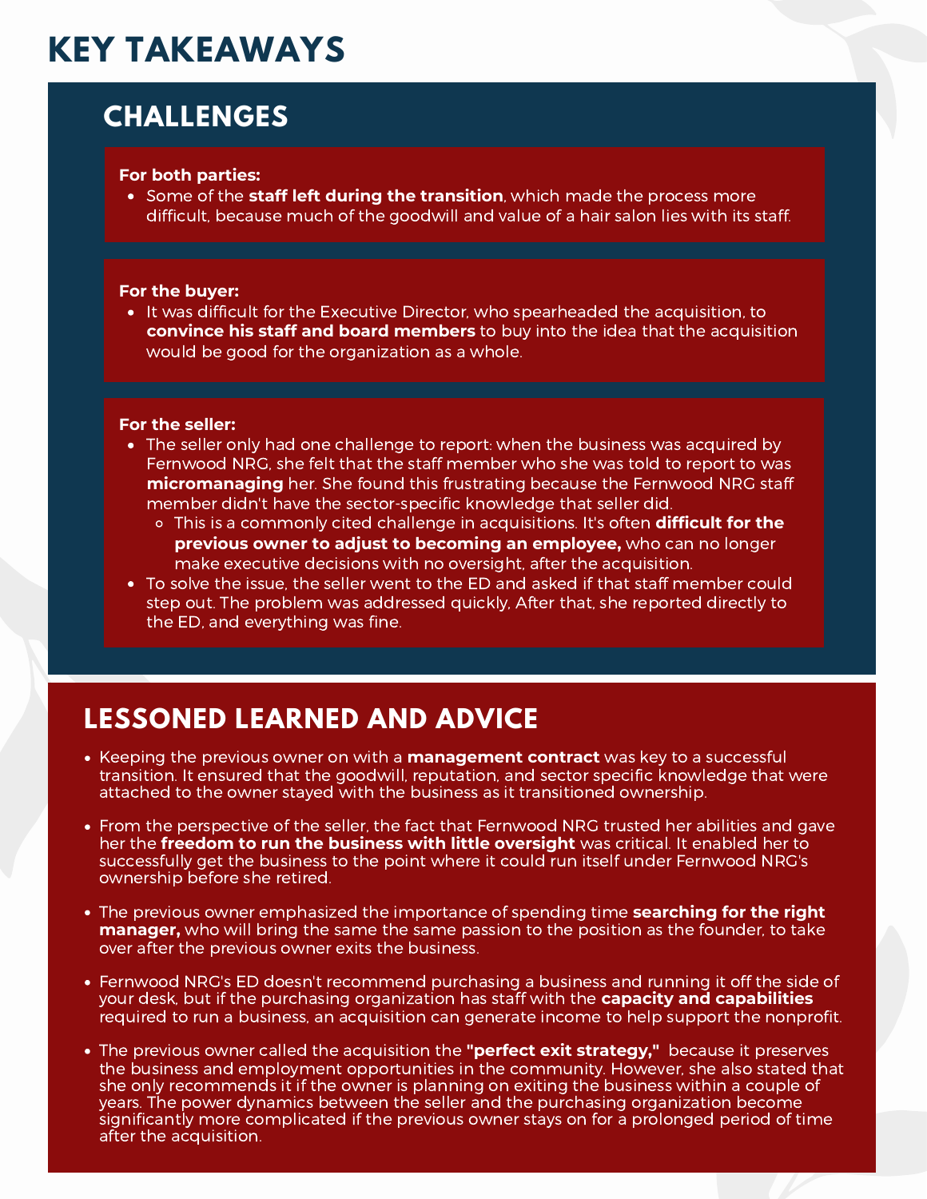# KEY TAKEAWAYS

## CHALLENGES

**For both parties:**

- Some of the **staff left during the transition**, which made the process more difficult, because much of the goodwill and value of a hair salon lies with its staff.

**For the buyer:**

- It was difficult for the Executive Director, who spearheaded the acquisition, to **convince his staff and board members** to buy into the idea that the acquisition would be good for the organization as a whole.

**For the seller:**

- The seller only had one challenge to report: when the business was acquired by Fernwood NRG, she felt that the staff member who she was told to report to was **micromanaging** her. She found this frustrating because the Fernwood NRG staff member didn't have the sector-specific knowledge that seller did.
  - This is a commonly cited challenge in acquisitions. It's often **difficult for the previous owner to adjust to becoming an employee,** who can no longer make executive decisions with no oversight, after the acquisition.
- To solve the issue, the seller went to the ED and asked if that staff member could step out. The problem was addressed quickly, After that, she reported directly to the ED, and everything was fine.

## LESSONED LEARNED AND ADVICE

- Keeping the previous owner on with a **management contract** was key to a successful transition. It ensured that the goodwill, reputation, and sector specific knowledge that were attached to the owner stayed with the business as it transitioned ownership.
- From the perspective of the seller, the fact that Fernwood NRG trusted her abilities and gave her the **freedom to run the business with little oversight** was critical. It enabled her to successfully get the business to the point where it could run itself under Fernwood NRG's ownership before she retired.
- The previous owner emphasized the importance of spending time **searching for the right manager,** who will bring the same the same passion to the position as the founder, to take over after the previous owner exits the business.
- Fernwood NRG's ED doesn't recommend purchasing a business and running it off the side of your desk, but if the purchasing organization has staff with the **capacity and capabilities** required to run a business, an acquisition can generate income to help support the nonprofit.
- The previous owner called the acquisition the **"perfect exit strategy,"** because it preserves the business and employment opportunities in the community. However, she also stated that she only recommends it if the owner is planning on exiting the business within a couple of years. The power dynamics between the seller and the purchasing organization become significantly more complicated if the previous owner stays on for a prolonged period of time after the acquisition.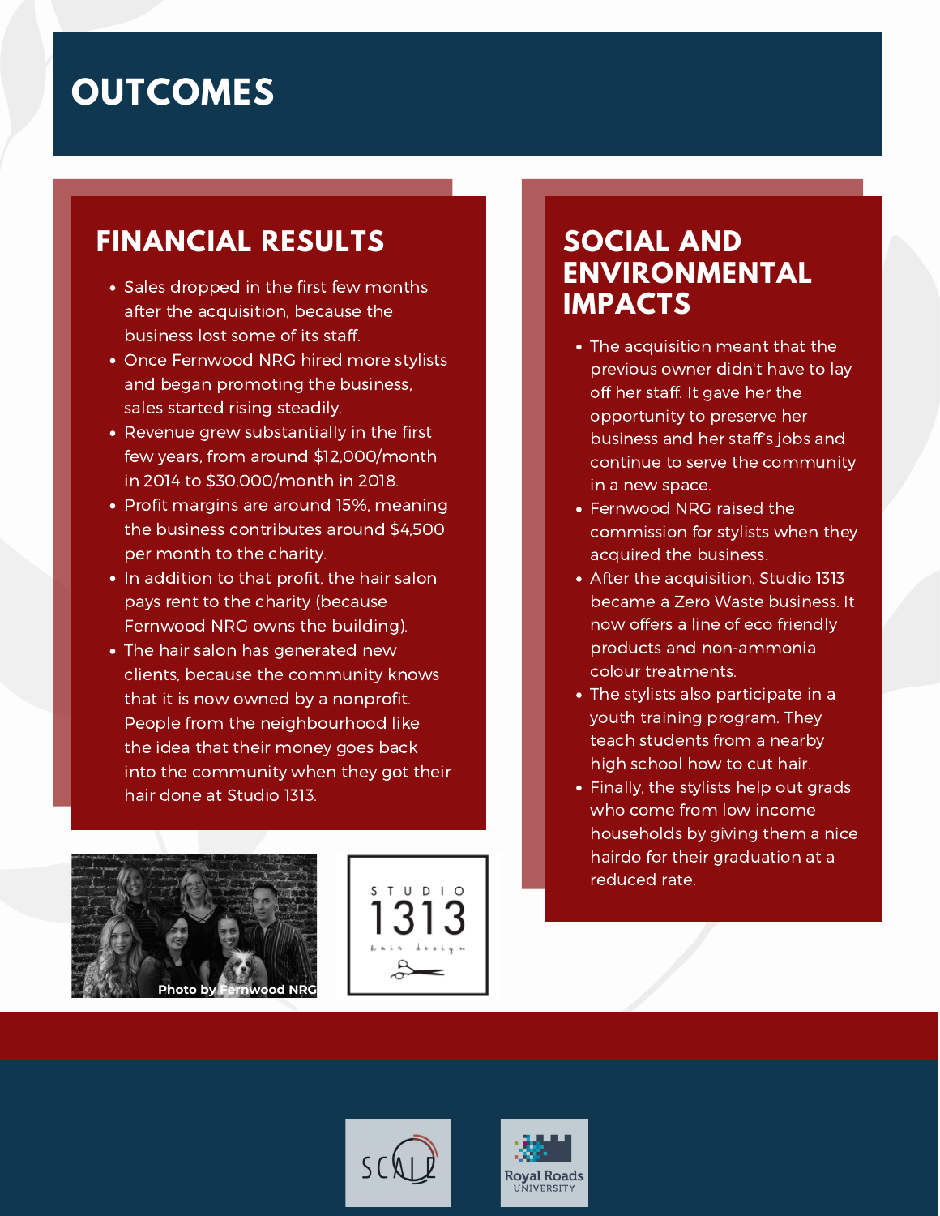# OUTCOMES

## FINANCIAL RESULTS

- Sales dropped in the first few months after the acquisition, because the business lost some of its staff.
- Once Fernwood NRG hired more stylists and began promoting the business, sales started rising steadily.
- Revenue grew substantially in the first few years, from around $12,000/month in 2014 to $30,000/month in 2018.
- Profit margins are around 15%, meaning the business contributes around $4,500 per month to the charity.
- In addition to that profit, the hair salon pays rent to the charity (because Fernwood NRG owns the building).
- The hair salon has generated new clients, because the community knows that it is now owned by a nonprofit. People from the neighbourhood like the idea that their money goes back into the community when they got their hair done at Studio 1313.

Photo by Fernwood NRG

## SOCIAL AND ENVIRONMENTAL IMPACTS

- The acquisition meant that the previous owner didn't have to lay off her staff. It gave her the opportunity to preserve her business and her staff's jobs and continue to serve the community in a new space.
- Fernwood NRG raised the commission for stylists when they acquired the business.
- After the acquisition, Studio 1313 became a Zero Waste business. It now offers a line of eco friendly products and non-ammonia colour treatments.
- The stylists also participate in a youth training program. They teach students from a nearby high school how to cut hair.
- Finally, the stylists help out grads who come from low income households by giving them a nice hairdo for their graduation at a reduced rate.